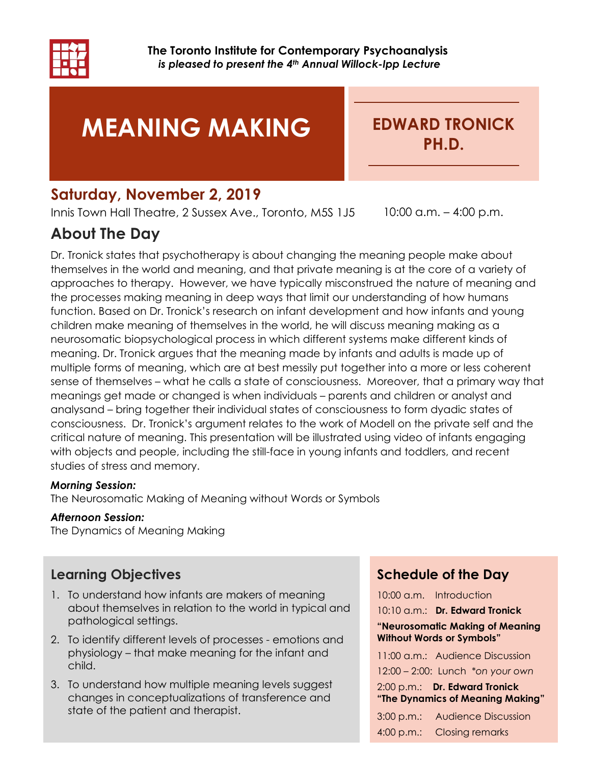**The Toronto Institute for Contemporary Psychoanalysis**
***is pleased to present the 4th Annual Willock-Ipp Lecture***

# MEANING MAKING

## EDWARD TRONICK PH.D.

## Saturday, November 2, 2019

Innis Town Hall Theatre, 2 Sussex Ave., Toronto, M5S 1J5 10:00 a.m. – 4:00 p.m.

## About The Day

Dr. Tronick states that psychotherapy is about changing the meaning people make about themselves in the world and meaning, and that private meaning is at the core of a variety of approaches to therapy. However, we have typically misconstrued the nature of meaning and the processes making meaning in deep ways that limit our understanding of how humans function. Based on Dr. Tronick's research on infant development and how infants and young children make meaning of themselves in the world, he will discuss meaning making as a neurosomatic biopsychological process in which different systems make different kinds of meaning. Dr. Tronick argues that the meaning made by infants and adults is made up of multiple forms of meaning, which are at best messily put together into a more or less coherent sense of themselves – what he calls a state of consciousness. Moreover, that a primary way that meanings get made or changed is when individuals – parents and children or analyst and analysand – bring together their individual states of consciousness to form dyadic states of consciousness. Dr. Tronick's argument relates to the work of Modell on the private self and the critical nature of meaning. This presentation will be illustrated using video of infants engaging with objects and people, including the still-face in young infants and toddlers, and recent studies of stress and memory.

***Morning Session:***
The Neurosomatic Making of Meaning without Words or Symbols

***Afternoon Session:***
The Dynamics of Meaning Making

## Learning Objectives

1. To understand how infants are makers of meaning about themselves in relation to the world in typical and pathological settings.
2. To identify different levels of processes - emotions and physiology – that make meaning for the infant and child.
3. To understand how multiple meaning levels suggest changes in conceptualizations of transference and state of the patient and therapist.

## Schedule of the Day

10:00 a.m. Introduction

10:10 a.m.: **Dr. Edward Tronick**
**"Neurosomatic Making of Meaning Without Words or Symbols"**

11:00 a.m.: Audience Discussion

12:00 – 2:00: Lunch *\*on your own*

2:00 p.m.: **Dr. Edward Tronick**
**"The Dynamics of Meaning Making"**

3:00 p.m.: Audience Discussion

4:00 p.m.: Closing remarks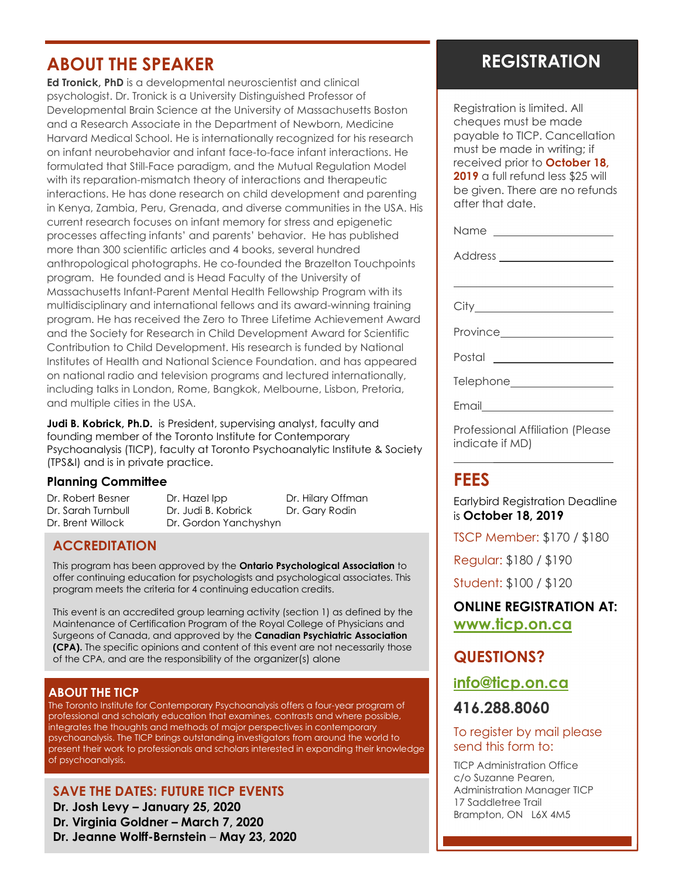## ABOUT THE SPEAKER

**Ed Tronick, PhD** is a developmental neuroscientist and clinical psychologist. Dr. Tronick is a University Distinguished Professor of Developmental Brain Science at the University of Massachusetts Boston and a Research Associate in the Department of Newborn, Medicine Harvard Medical School. He is internationally recognized for his research on infant neurobehavior and infant face-to-face infant interactions. He formulated that Still-Face paradigm, and the Mutual Regulation Model with its reparation-mismatch theory of interactions and therapeutic interactions. He has done research on child development and parenting in Kenya, Zambia, Peru, Grenada, and diverse communities in the USA. His current research focuses on infant memory for stress and epigenetic processes affecting infants' and parents' behavior. He has published more than 300 scientific articles and 4 books, several hundred anthropological photographs. He co-founded the Brazelton Touchpoints program. He founded and is Head Faculty of the University of Massachusetts Infant-Parent Mental Health Fellowship Program with its multidisciplinary and international fellows and its award-winning training program. He has received the Zero to Three Lifetime Achievement Award and the Society for Research in Child Development Award for Scientific Contribution to Child Development. His research is funded by National Institutes of Health and National Science Foundation. and has appeared on national radio and television programs and lectured internationally, including talks in London, Rome, Bangkok, Melbourne, Lisbon, Pretoria, and multiple cities in the USA.

**Judi B. Kobrick, Ph.D.** is President, supervising analyst, faculty and founding member of the Toronto Institute for Contemporary Psychoanalysis (TICP), faculty at Toronto Psychoanalytic Institute & Society (TPS&I) and is in private practice.

### Planning Committee

Dr. Robert Besner
Dr. Sarah Turnbull
Dr. Brent Willock
Dr. Hazel Ipp
Dr. Judi B. Kobrick
Dr. Gordon Yanchyshyn
Dr. Hilary Offman
Dr. Gary Rodin

## ACCREDITATION

This program has been approved by the **Ontario Psychological Association** to offer continuing education for psychologists and psychological associates. This program meets the criteria for 4 continuing education credits.

This event is an accredited group learning activity (section 1) as defined by the Maintenance of Certification Program of the Royal College of Physicians and Surgeons of Canada, and approved by the **Canadian Psychiatric Association (CPA).** The specific opinions and content of this event are not necessarily those of the CPA, and are the responsibility of the organizer(s) alone

## ABOUT THE TICP

The Toronto Institute for Contemporary Psychoanalysis offers a four-year program of professional and scholarly education that examines, contrasts and where possible, integrates the thoughts and methods of major perspectives in contemporary psychoanalysis. The TICP brings outstanding investigators from around the world to present their work to professionals and scholars interested in expanding their knowledge of psychoanalysis.

## SAVE THE DATES: FUTURE TICP EVENTS

**Dr. Josh Levy – January 25, 2020**
**Dr. Virginia Goldner – March 7, 2020**
**Dr. Jeanne Wolff-Bernstein – May 23, 2020**

## REGISTRATION

Registration is limited. All cheques must be made payable to TICP. Cancellation must be made in writing; if received prior to **October 18, 2019** a full refund less $25 will be given. There are no refunds after that date.

Name ____________________

Address ____________________

____________________

City____________________

Province____________________

Postal ____________________

Telephone____________________

Email____________________

Professional Affiliation (Please indicate if MD)

____________________

## FEES

Earlybird Registration Deadline is **October 18, 2019**

TSCP Member: $170 / $180

Regular: $180 / $190

Student: $100 / $120

**ONLINE REGISTRATION AT: www.ticp.on.ca**

## QUESTIONS?

**info@ticp.on.ca**

**416.288.8060**

To register by mail please send this form to:

TICP Administration Office
c/o Suzanne Pearen,
Administration Manager TICP
17 Saddletree Trail
Brampton, ON L6X 4M5